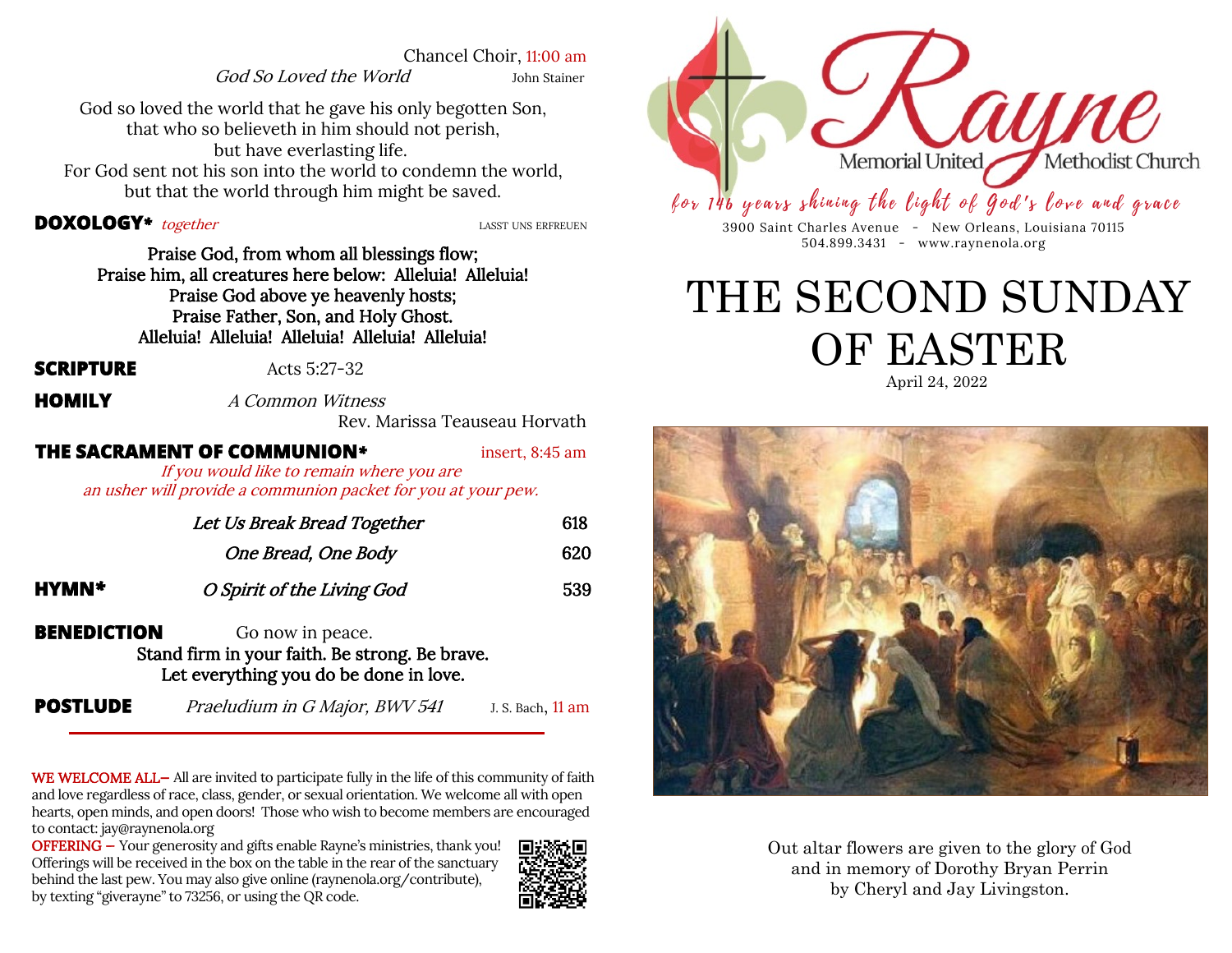Chancel Choir, 11:00 am

*God So Loved the World* — John Stainer

God so loved the world that he gave his only begotten Son,
that who so believeth in him should not perish,
but have everlasting life.
For God sent not his son into the world to condemn the world,
but that the world through him might be saved.

**DOXOLOGY*** *together* — LASST UNS ERFREUEN

**Praise God, from whom all blessings flow;
Praise him, all creatures here below: Alleluia! Alleluia!
Praise God above ye heavenly hosts;
Praise Father, Son, and Holy Ghost.
Alleluia! Alleluia! Alleluia! Alleluia! Alleluia!**

**SCRIPTURE** — Acts 5:27-32

**HOMILY** — *A Common Witness*
Rev. Marissa Teauseau Horvath

**THE SACRAMENT OF COMMUNION*** — insert, 8:45 am

*If you would like to remain where you are
an usher will provide a communion packet for you at your pew.*

*Let Us Break Bread Together* — 618

*One Bread, One Body* — 620

**HYMN*** — *O Spirit of the Living God* — 539

**BENEDICTION** — Go now in peace.
**Stand firm in your faith. Be strong. Be brave.
Let everything you do be done in love.**

**POSTLUDE** — *Praeludium in G Major, BWV 541* — J. S. Bach, 11 am

---

WE WELCOME ALL– All are invited to participate fully in the life of this community of faith and love regardless of race, class, gender, or sexual orientation. We welcome all with open hearts, open minds, and open doors! Those who wish to become members are encouraged to contact: jay@raynenola.org

OFFERING – Your generosity and gifts enable Rayne's ministries, thank you! Offerings will be received in the box on the table in the rear of the sanctuary behind the last pew. You may also give online (raynenola.org/contribute), by texting "giverayne" to 73256, or using the QR code.

# Rayne Memorial United Methodist Church

*for 146 years shining the light of God's love and grace*

3900 Saint Charles Avenue - New Orleans, Louisiana 70115
504.899.3431 - www.raynenola.org

# THE SECOND SUNDAY OF EASTER

April 24, 2022

Out altar flowers are given to the glory of God
and in memory of Dorothy Bryan Perrin
by Cheryl and Jay Livingston.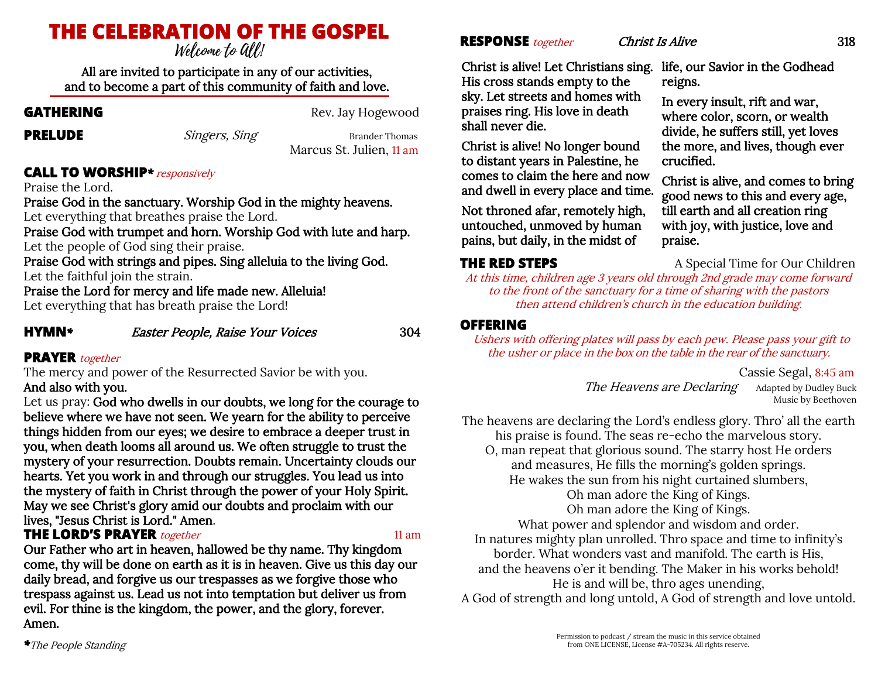# THE CELEBRATION OF THE GOSPEL

*Welcome to All!*

All are invited to participate in any of our activities, and to become a part of this community of faith and love.

**GATHERING** Rev. Jay Hogewood

**PRELUDE** *Singers, Sing* Brander Thomas
Marcus St. Julien, 11 am

**CALL TO WORSHIP*** *responsively*

Praise the Lord.
**Praise God in the sanctuary. Worship God in the mighty heavens.**
Let everything that breathes praise the Lord.
**Praise God with trumpet and horn. Worship God with lute and harp.**
Let the people of God sing their praise.
**Praise God with strings and pipes. Sing alleluia to the living God.**
Let the faithful join the strain.
**Praise the Lord for mercy and life made new. Alleluia!**
Let everything that has breath praise the Lord!

**HYMN*** *Easter People, Raise Your Voices* 304

**PRAYER** *together*

The mercy and power of the Resurrected Savior be with you.
**And also with you.**
Let us pray: **God who dwells in our doubts, we long for the courage to believe where we have not seen. We yearn for the ability to perceive things hidden from our eyes; we desire to embrace a deeper trust in you, when death looms all around us. We often struggle to trust the mystery of your resurrection. Doubts remain. Uncertainty clouds our hearts. Yet you work in and through our struggles. You lead us into the mystery of faith in Christ through the power of your Holy Spirit. May we see Christ's glory amid our doubts and proclaim with our lives, "Jesus Christ is Lord." Amen.**

**THE LORD'S PRAYER** *together* 11 am

**Our Father who art in heaven, hallowed be thy name. Thy kingdom come, thy will be done on earth as it is in heaven. Give us this day our daily bread, and forgive us our trespasses as we forgive those who trespass against us. Lead us not into temptation but deliver us from evil. For thine is the kingdom, the power, and the glory, forever. Amen.**

**\***The People Standing

**RESPONSE** *together* *Christ Is Alive* 318

**Christ is alive! Let Christians sing. His cross stands empty to the sky. Let streets and homes with praises ring. His love in death shall never die.**

**Christ is alive! No longer bound to distant years in Palestine, he comes to claim the here and now and dwell in every place and time.**

**Not throned afar, remotely high, untouched, unmoved by human pains, but daily, in the midst of life, our Savior in the Godhead reigns.**

**In every insult, rift and war, where color, scorn, or wealth divide, he suffers still, yet loves the more, and lives, though ever crucified.**

**Christ is alive, and comes to bring good news to this and every age, till earth and all creation ring with joy, with justice, love and praise.**

**THE RED STEPS** A Special Time for Our Children

*At this time, children age 3 years old through 2nd grade may come forward to the front of the sanctuary for a time of sharing with the pastors then attend children's church in the education building.*

**OFFERING**

*Ushers with offering plates will pass by each pew. Please pass your gift to the usher or place in the box on the table in the rear of the sanctuary.*

Cassie Segal, 8:45 am
*The Heavens are Declaring* Adapted by Dudley Buck
Music by Beethoven

The heavens are declaring the Lord's endless glory. Thro' all the earth his praise is found. The seas re-echo the marvelous story.
O, man repeat that glorious sound. The starry host He orders and measures, He fills the morning's golden springs.
He wakes the sun from his night curtained slumbers,
Oh man adore the King of Kings.
Oh man adore the King of Kings.
What power and splendor and wisdom and order.
In natures mighty plan unrolled. Thro space and time to infinity's border. What wonders vast and manifold. The earth is His, and the heavens o'er it bending. The Maker in his works behold!
He is and will be, thro ages unending,
A God of strength and long untold, A God of strength and love untold.

Permission to podcast / stream the music in this service obtained from ONE LICENSE, License #A-705234. All rights reserve.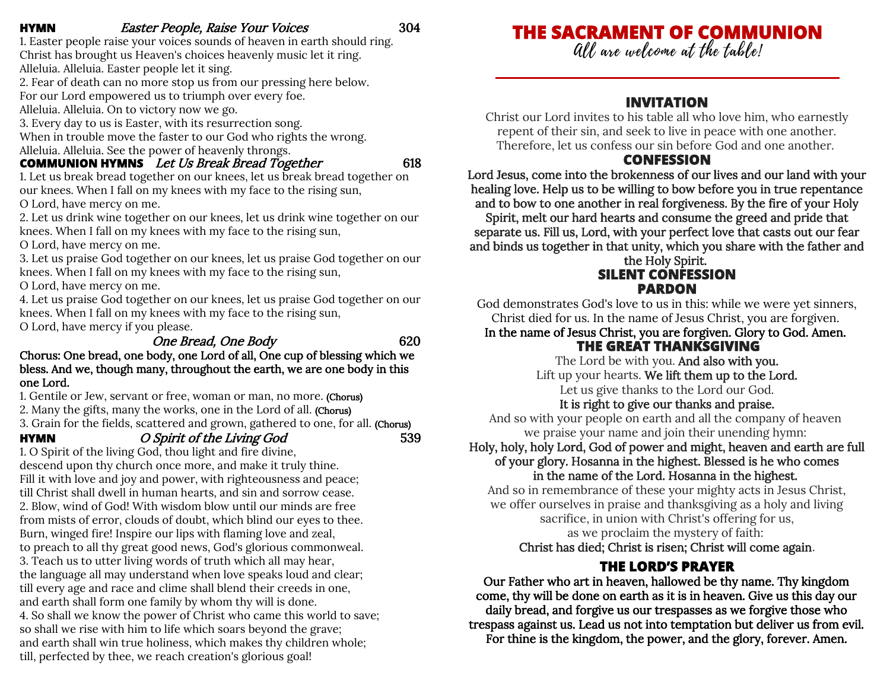**HYMN** *Easter People, Raise Your Voices* 304

1. Easter people raise your voices sounds of heaven in earth should ring.
Christ has brought us Heaven's choices heavenly music let it ring.
Alleluia. Alleluia. Easter people let it sing.
2. Fear of death can no more stop us from our pressing here below.
For our Lord empowered us to triumph over every foe.
Alleluia. Alleluia. On to victory now we go.
3. Every day to us is Easter, with its resurrection song.
When in trouble move the faster to our God who rights the wrong.
Alleluia. Alleluia. See the power of heavenly throngs.

**COMMUNION HYMNS** *Let Us Break Bread Together* 618

1. Let us break bread together on our knees, let us break bread together on our knees. When I fall on my knees with my face to the rising sun,
O Lord, have mercy on me.
2. Let us drink wine together on our knees, let us drink wine together on our knees. When I fall on my knees with my face to the rising sun,
O Lord, have mercy on me.
3. Let us praise God together on our knees, let us praise God together on our knees. When I fall on my knees with my face to the rising sun,
O Lord, have mercy on me.
4. Let us praise God together on our knees, let us praise God together on our knees. When I fall on my knees with my face to the rising sun,
O Lord, have mercy if you please.

*One Bread, One Body* 620

**Chorus: One bread, one body, one Lord of all, One cup of blessing which we bless. And we, though many, throughout the earth, we are one body in this one Lord.**

1. Gentile or Jew, servant or free, woman or man, no more. **(Chorus)**
2. Many the gifts, many the works, one in the Lord of all. **(Chorus)**
3. Grain for the fields, scattered and grown, gathered to one, for all. **(Chorus)**

**HYMN** *O Spirit of the Living God* 539

1. O Spirit of the living God, thou light and fire divine,
descend upon thy church once more, and make it truly thine.
Fill it with love and joy and power, with righteousness and peace;
till Christ shall dwell in human hearts, and sin and sorrow cease.
2. Blow, wind of God! With wisdom blow until our minds are free
from mists of error, clouds of doubt, which blind our eyes to thee.
Burn, winged fire! Inspire our lips with flaming love and zeal,
to preach to all thy great good news, God's glorious commonweal.
3. Teach us to utter living words of truth which all may hear,
the language all may understand when love speaks loud and clear;
till every age and race and clime shall blend their creeds in one,
and earth shall form one family by whom thy will is done.
4. So shall we know the power of Christ who came this world to save;
so shall we rise with him to life which soars beyond the grave;
and earth shall win true holiness, which makes thy children whole;
till, perfected by thee, we reach creation's glorious goal!

# THE SACRAMENT OF COMMUNION

*All are welcome at the table!*

## INVITATION

Christ our Lord invites to his table all who love him, who earnestly repent of their sin, and seek to live in peace with one another. Therefore, let us confess our sin before God and one another.

## CONFESSION

**Lord Jesus, come into the brokenness of our lives and our land with your healing love. Help us to be willing to bow before you in true repentance and to bow to one another in real forgiveness. By the fire of your Holy Spirit, melt our hard hearts and consume the greed and pride that separate us. Fill us, Lord, with your perfect love that casts out our fear and binds us together in that unity, which you share with the father and the Holy Spirit.**

## SILENT CONFESSION

## PARDON

God demonstrates God's love to us in this: while we were yet sinners, Christ died for us. In the name of Jesus Christ, you are forgiven.
**In the name of Jesus Christ, you are forgiven. Glory to God. Amen.**

## THE GREAT THANKSGIVING

The Lord be with you. **And also with you.**
Lift up your hearts. **We lift them up to the Lord.**
Let us give thanks to the Lord our God.
**It is right to give our thanks and praise.**
And so with your people on earth and all the company of heaven we praise your name and join their unending hymn:
**Holy, holy, holy Lord, God of power and might, heaven and earth are full of your glory. Hosanna in the highest. Blessed is he who comes in the name of the Lord. Hosanna in the highest.**
And so in remembrance of these your mighty acts in Jesus Christ, we offer ourselves in praise and thanksgiving as a holy and living sacrifice, in union with Christ's offering for us,
as we proclaim the mystery of faith:
**Christ has died; Christ is risen; Christ will come again**.

## THE LORD'S PRAYER

**Our Father who art in heaven, hallowed be thy name. Thy kingdom come, thy will be done on earth as it is in heaven. Give us this day our daily bread, and forgive us our trespasses as we forgive those who trespass against us. Lead us not into temptation but deliver us from evil. For thine is the kingdom, the power, and the glory, forever. Amen.**